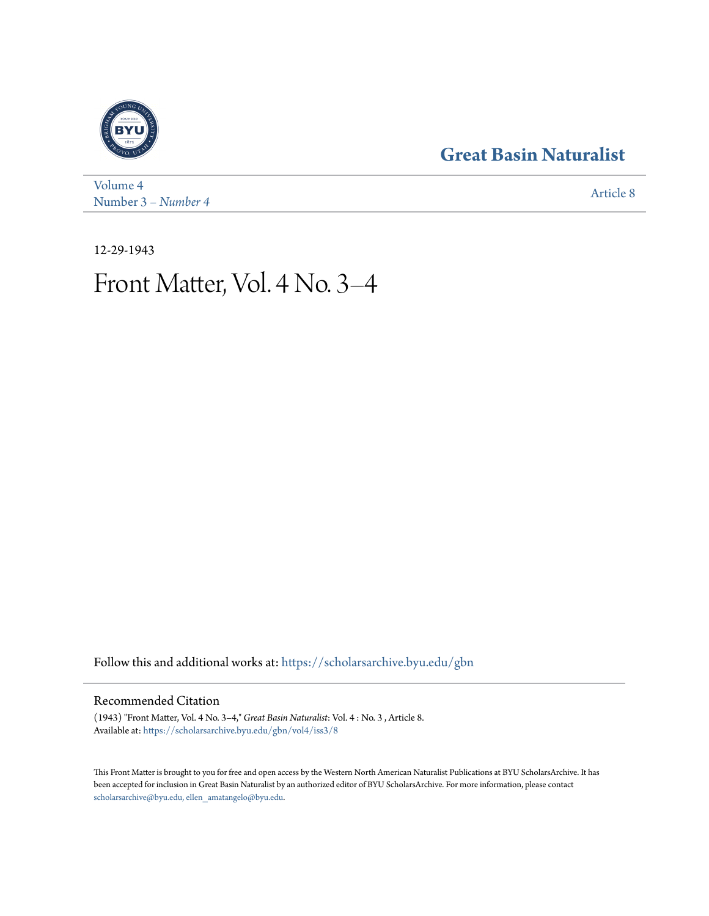Great Basin Naturalist

Volume 4
Number 3 – *Number 4*

Article 8

12-29-1943

# Front Matter, Vol. 4 No. 3–4

Follow this and additional works at: https://scholarsarchive.byu.edu/gbn

## Recommended Citation

(1943) "Front Matter, Vol. 4 No. 3–4," *Great Basin Naturalist*: Vol. 4 : No. 3 , Article 8.
Available at: https://scholarsarchive.byu.edu/gbn/vol4/iss3/8

This Front Matter is brought to you for free and open access by the Western North American Naturalist Publications at BYU ScholarsArchive. It has been accepted for inclusion in Great Basin Naturalist by an authorized editor of BYU ScholarsArchive. For more information, please contact scholarsarchive@byu.edu, ellen_amatangelo@byu.edu.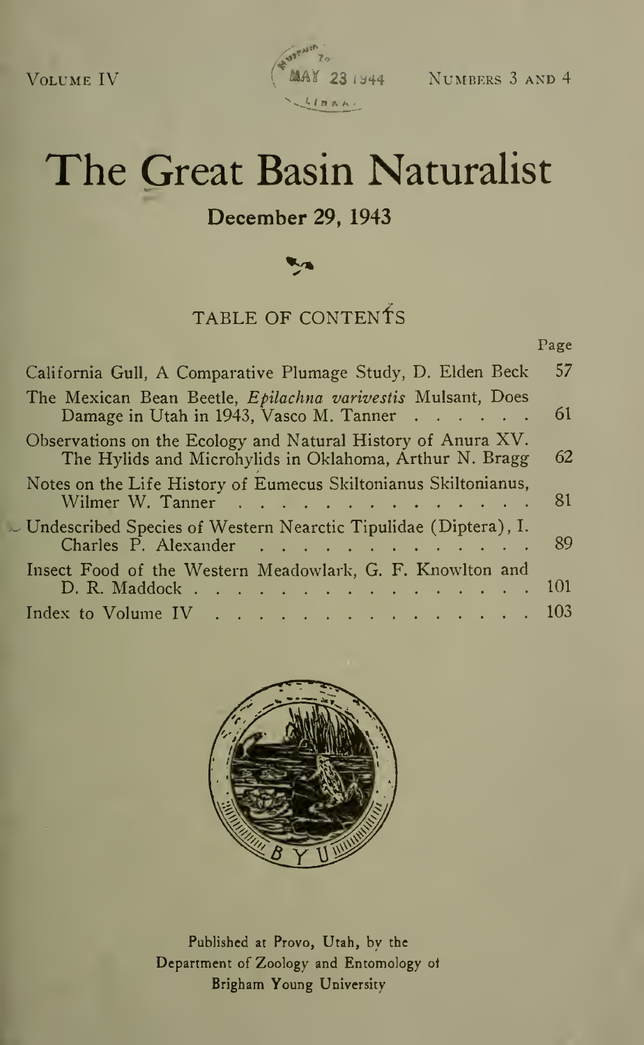Volume IV — Numbers 3 and 4

# The Great Basin Naturalist

## December 29, 1943

### TABLE OF CONTENTS

| | Page |
|---|---|
| California Gull, A Comparative Plumage Study, D. Elden Beck | 57 |
| The Mexican Bean Beetle, *Epilachna varivestis* Mulsant, Does Damage in Utah in 1943, Vasco M. Tanner | 61 |
| Observations on the Ecology and Natural History of Anura XV. The Hylids and Microhylids in Oklahoma, Arthur N. Bragg | 62 |
| Notes on the Life History of Eumecus Skiltonianus Skiltonianus, Wilmer W. Tanner | 81 |
| Undescribed Species of Western Nearctic Tipulidae (Diptera), I. Charles P. Alexander | 89 |
| Insect Food of the Western Meadowlark, G. F. Knowlton and D. R. Maddock | 101 |
| Index to Volume IV | 103 |

Published at Provo, Utah, by the
Department of Zoology and Entomology of
Brigham Young University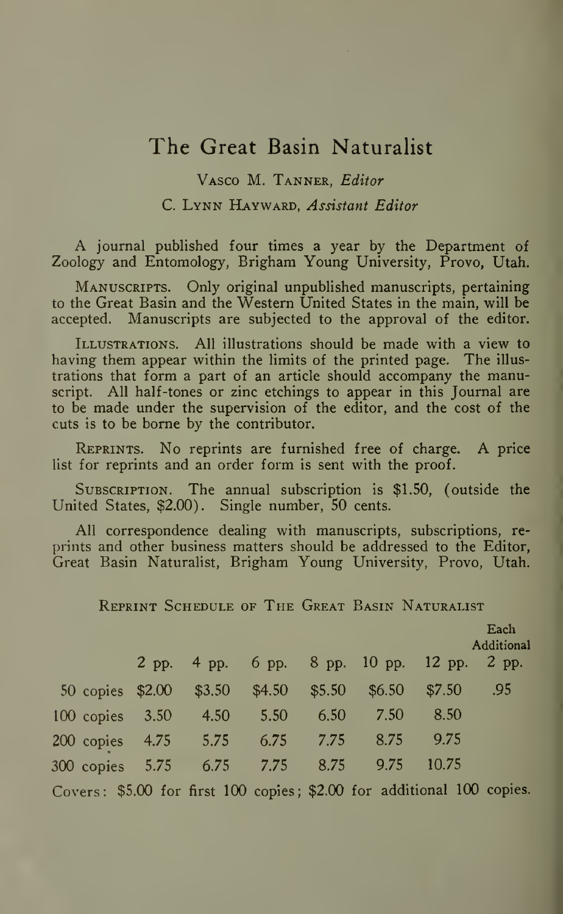# The Great Basin Naturalist

Vasco M. Tanner, *Editor*

C. Lynn Hayward, *Assistant Editor*

A journal published four times a year by the Department of Zoology and Entomology, Brigham Young University, Provo, Utah.

Manuscripts. Only original unpublished manuscripts, pertaining to the Great Basin and the Western United States in the main, will be accepted. Manuscripts are subjected to the approval of the editor.

Illustrations. All illustrations should be made with a view to having them appear within the limits of the printed page. The illustrations that form a part of an article should accompany the manuscript. All half-tones or zinc etchings to appear in this Journal are to be made under the supervision of the editor, and the cost of the cuts is to be borne by the contributor.

Reprints. No reprints are furnished free of charge. A price list for reprints and an order form is sent with the proof.

Subscription. The annual subscription is $1.50, (outside the United States, $2.00). Single number, 50 cents.

All correspondence dealing with manuscripts, subscriptions, reprints and other business matters should be addressed to the Editor, Great Basin Naturalist, Brigham Young University, Provo, Utah.

## Reprint Schedule of The Great Basin Naturalist

| | 2 pp. | 4 pp. | 6 pp. | 8 pp. | 10 pp. | 12 pp. | Each Additional 2 pp. |
|---|---|---|---|---|---|---|---|
| 50 copies | $2.00 | $3.50 | $4.50 | $5.50 | $6.50 | $7.50 | .95 |
| 100 copies | 3.50 | 4.50 | 5.50 | 6.50 | 7.50 | 8.50 | |
| 200 copies | 4.75 | 5.75 | 6.75 | 7.75 | 8.75 | 9.75 | |
| 300 copies | 5.75 | 6.75 | 7.75 | 8.75 | 9.75 | 10.75 | |

Covers: $5.00 for first 100 copies; $2.00 for additional 100 copies.